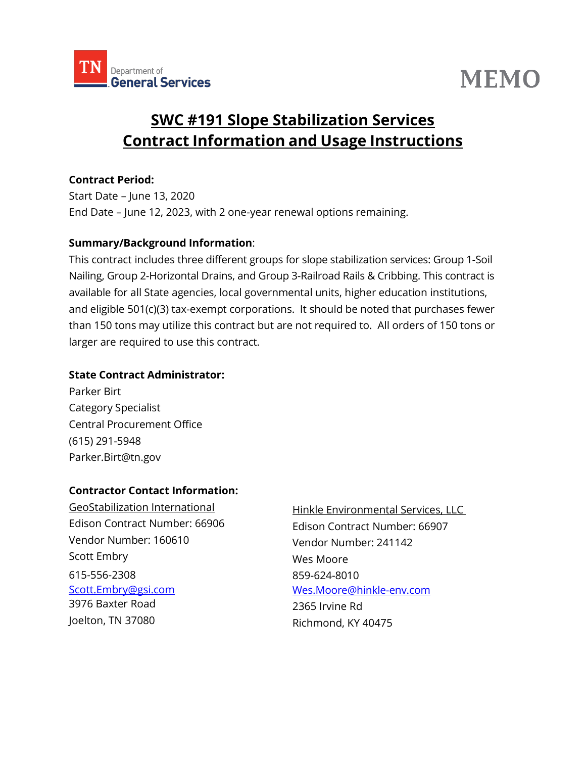TN Department of General Services

# MEMO

## SWC #191 Slope Stabilization Services Contract Information and Usage Instructions

**Contract Period:**

Start Date – June 13, 2020

End Date – June 12, 2023, with 2 one-year renewal options remaining.

**Summary/Background Information**:

This contract includes three different groups for slope stabilization services: Group 1-Soil Nailing, Group 2-Horizontal Drains, and Group 3-Railroad Rails & Cribbing. This contract is available for all State agencies, local governmental units, higher education institutions, and eligible 501(c)(3) tax-exempt corporations. It should be noted that purchases fewer than 150 tons may utilize this contract but are not required to. All orders of 150 tons or larger are required to use this contract.

**State Contract Administrator:**

Parker Birt
Category Specialist
Central Procurement Office
(615) 291-5948
Parker.Birt@tn.gov

**Contractor Contact Information:**

GeoStabilization International
Edison Contract Number: 66906
Vendor Number: 160610
Scott Embry
615-556-2308
Scott.Embry@gsi.com
3976 Baxter Road
Joelton, TN 37080

Hinkle Environmental Services, LLC
Edison Contract Number: 66907
Vendor Number: 241142
Wes Moore
859-624-8010
Wes.Moore@hinkle-env.com
2365 Irvine Rd
Richmond, KY 40475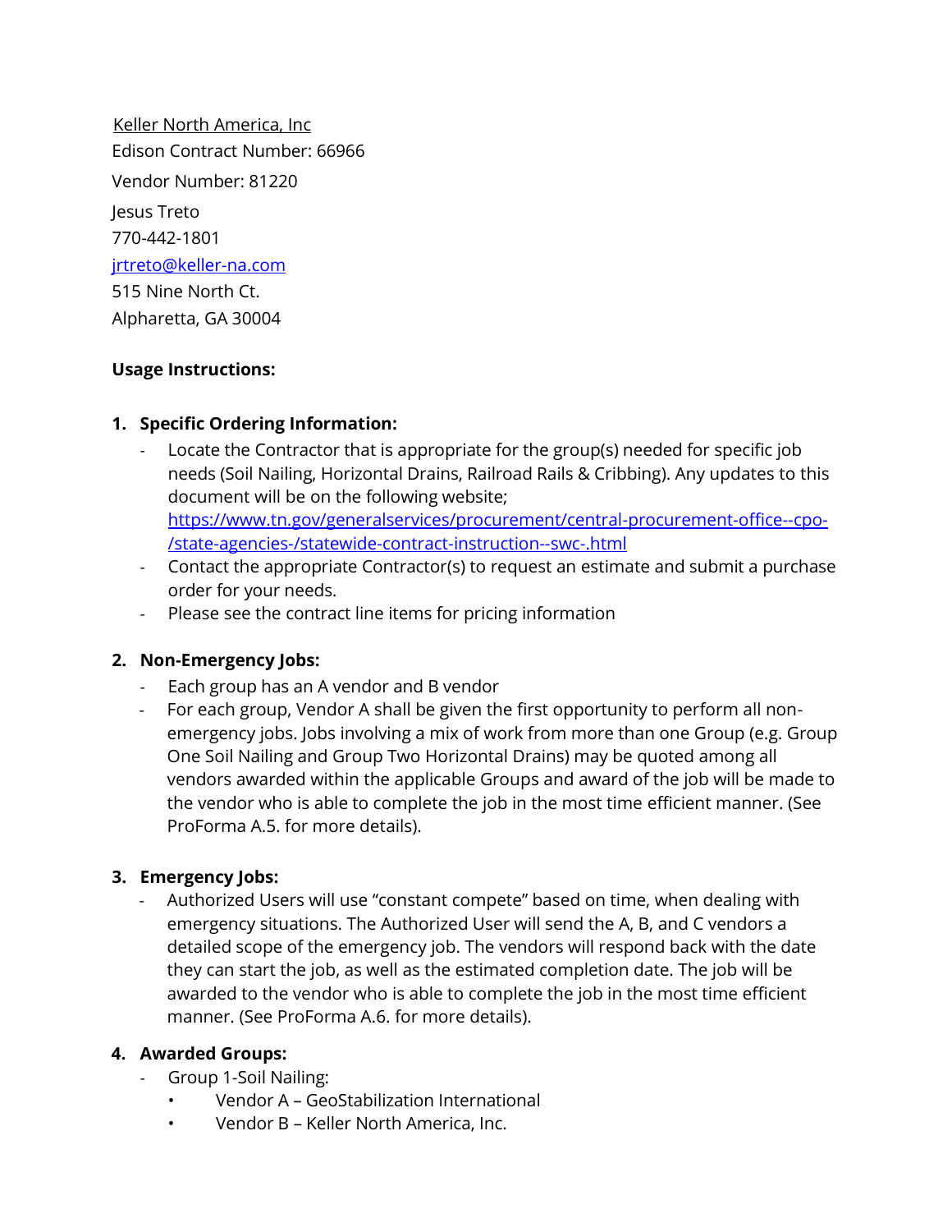Keller North America, Inc

Edison Contract Number: 66966

Vendor Number: 81220

Jesus Treto

770-442-1801

[jrtreto@keller-na.com](mailto:jrtreto@keller-na.com)

515 Nine North Ct.

Alpharetta, GA 30004

**Usage Instructions:**

1. **Specific Ordering Information:**
   - Locate the Contractor that is appropriate for the group(s) needed for specific job needs (Soil Nailing, Horizontal Drains, Railroad Rails & Cribbing). Any updates to this document will be on the following website; [https://www.tn.gov/generalservices/procurement/central-procurement-office--cpo-/state-agencies-/statewide-contract-instruction--swc-.html](https://www.tn.gov/generalservices/procurement/central-procurement-office--cpo-/state-agencies-/statewide-contract-instruction--swc-.html)
   - Contact the appropriate Contractor(s) to request an estimate and submit a purchase order for your needs.
   - Please see the contract line items for pricing information

2. **Non-Emergency Jobs:**
   - Each group has an A vendor and B vendor
   - For each group, Vendor A shall be given the first opportunity to perform all non-emergency jobs. Jobs involving a mix of work from more than one Group (e.g. Group One Soil Nailing and Group Two Horizontal Drains) may be quoted among all vendors awarded within the applicable Groups and award of the job will be made to the vendor who is able to complete the job in the most time efficient manner. (See ProForma A.5. for more details).

3. **Emergency Jobs:**
   - Authorized Users will use "constant compete" based on time, when dealing with emergency situations. The Authorized User will send the A, B, and C vendors a detailed scope of the emergency job. The vendors will respond back with the date they can start the job, as well as the estimated completion date. The job will be awarded to the vendor who is able to complete the job in the most time efficient manner. (See ProForma A.6. for more details).

4. **Awarded Groups:**
   - Group 1-Soil Nailing:
     - Vendor A – GeoStabilization International
     - Vendor B – Keller North America, Inc.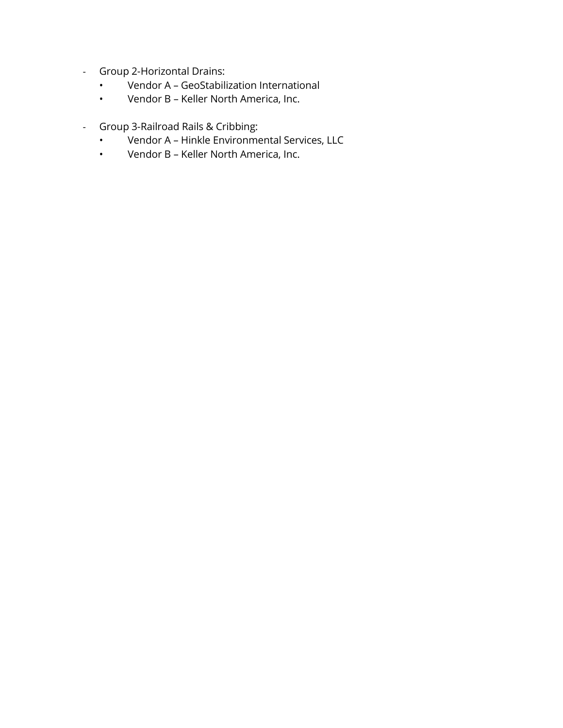- Group 2-Horizontal Drains:
    - Vendor A – GeoStabilization International
    - Vendor B – Keller North America, Inc.

- Group 3-Railroad Rails & Cribbing:
    - Vendor A – Hinkle Environmental Services, LLC
    - Vendor B – Keller North America, Inc.